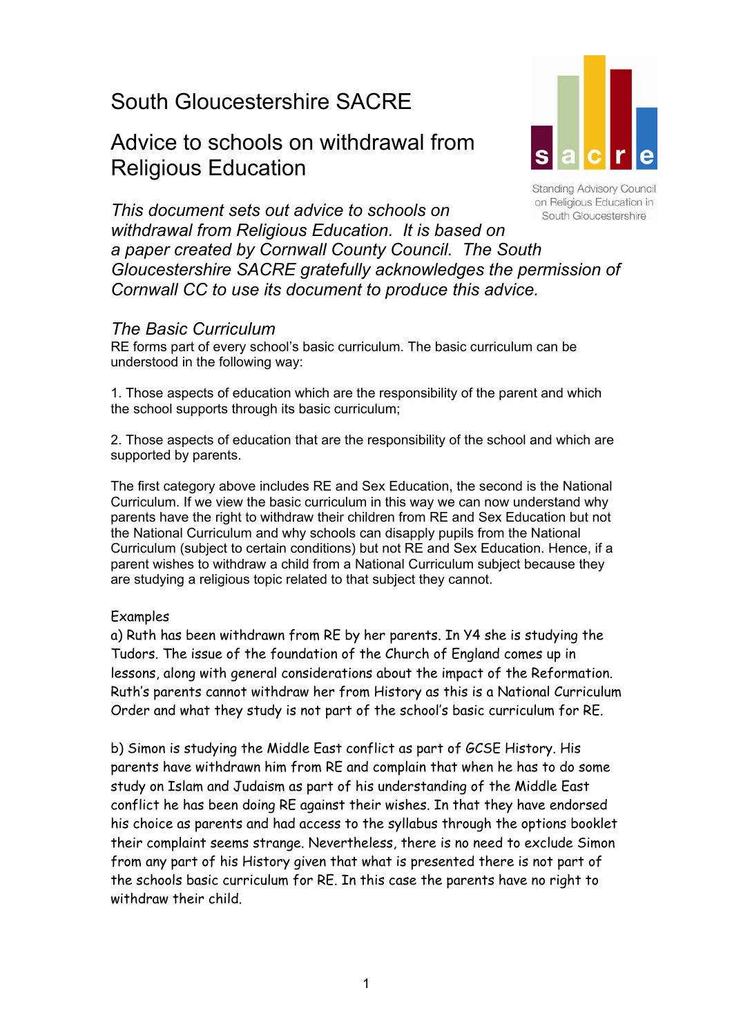# South Gloucestershire SACRE

## Advice to schools on withdrawal from Religious Education

Standing Advisory Council on Religious Education in South Gloucestershire

*This document sets out advice to schools on withdrawal from Religious Education. It is based on a paper created by Cornwall County Council. The South Gloucestershire SACRE gratefully acknowledges the permission of Cornwall CC to use its document to produce this advice.*

### *The Basic Curriculum*

RE forms part of every school's basic curriculum. The basic curriculum can be understood in the following way:

1. Those aspects of education which are the responsibility of the parent and which the school supports through its basic curriculum;

2. Those aspects of education that are the responsibility of the school and which are supported by parents.

The first category above includes RE and Sex Education, the second is the National Curriculum. If we view the basic curriculum in this way we can now understand why parents have the right to withdraw their children from RE and Sex Education but not the National Curriculum and why schools can disapply pupils from the National Curriculum (subject to certain conditions) but not RE and Sex Education. Hence, if a parent wishes to withdraw a child from a National Curriculum subject because they are studying a religious topic related to that subject they cannot.

Examples

a) Ruth has been withdrawn from RE by her parents. In Y4 she is studying the Tudors. The issue of the foundation of the Church of England comes up in lessons, along with general considerations about the impact of the Reformation. Ruth's parents cannot withdraw her from History as this is a National Curriculum Order and what they study is not part of the school's basic curriculum for RE.

b) Simon is studying the Middle East conflict as part of GCSE History. His parents have withdrawn him from RE and complain that when he has to do some study on Islam and Judaism as part of his understanding of the Middle East conflict he has been doing RE against their wishes. In that they have endorsed his choice as parents and had access to the syllabus through the options booklet their complaint seems strange. Nevertheless, there is no need to exclude Simon from any part of his History given that what is presented there is not part of the schools basic curriculum for RE. In this case the parents have no right to withdraw their child.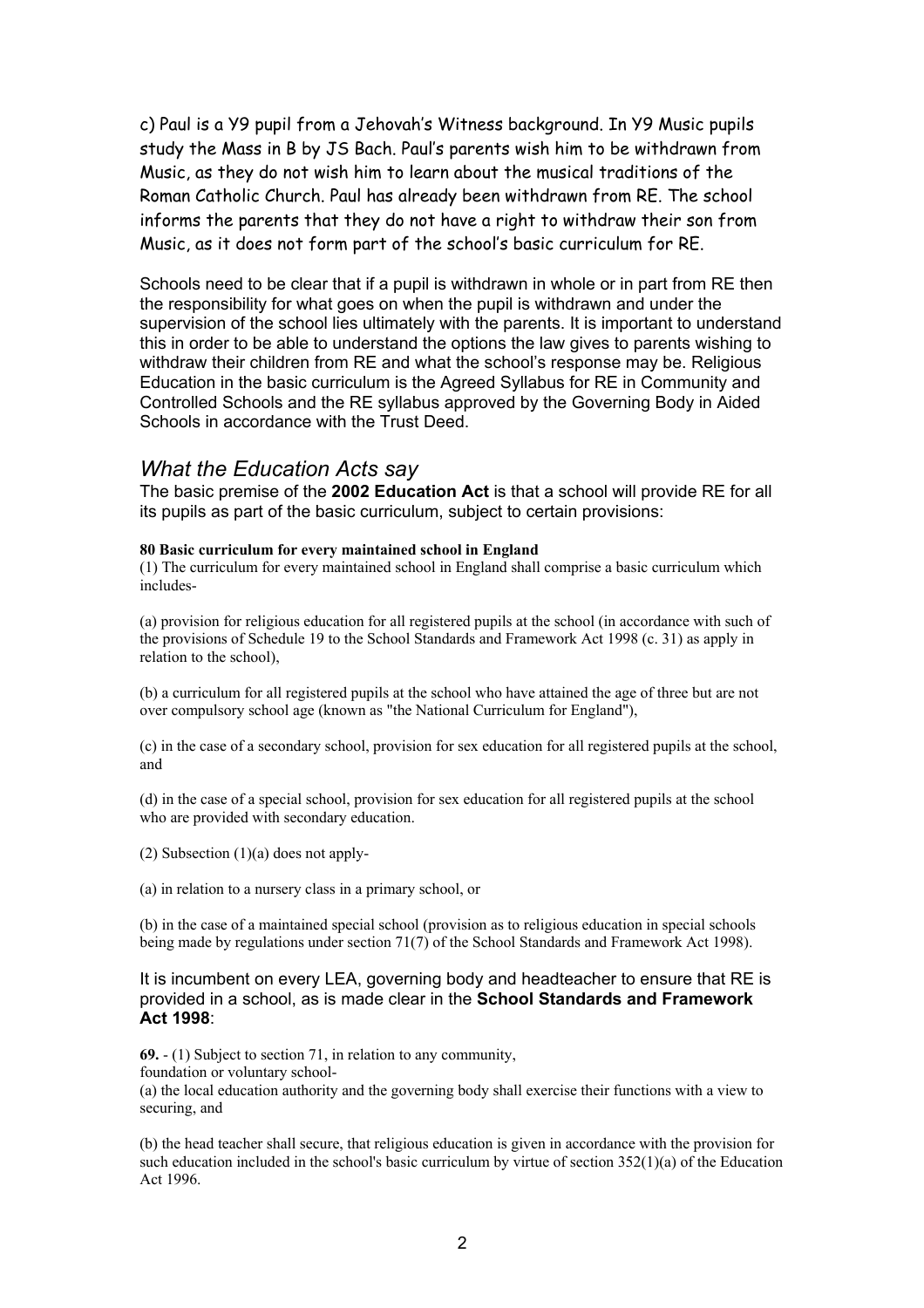c) Paul is a Y9 pupil from a Jehovah's Witness background. In Y9 Music pupils study the Mass in B by JS Bach. Paul's parents wish him to be withdrawn from Music, as they do not wish him to learn about the musical traditions of the Roman Catholic Church. Paul has already been withdrawn from RE. The school informs the parents that they do not have a right to withdraw their son from Music, as it does not form part of the school's basic curriculum for RE.

Schools need to be clear that if a pupil is withdrawn in whole or in part from RE then the responsibility for what goes on when the pupil is withdrawn and under the supervision of the school lies ultimately with the parents. It is important to understand this in order to be able to understand the options the law gives to parents wishing to withdraw their children from RE and what the school's response may be. Religious Education in the basic curriculum is the Agreed Syllabus for RE in Community and Controlled Schools and the RE syllabus approved by the Governing Body in Aided Schools in accordance with the Trust Deed.

## *What the Education Acts say*

The basic premise of the **2002 Education Act** is that a school will provide RE for all its pupils as part of the basic curriculum, subject to certain provisions:

**80 Basic curriculum for every maintained school in England**

(1) The curriculum for every maintained school in England shall comprise a basic curriculum which includes-

(a) provision for religious education for all registered pupils at the school (in accordance with such of the provisions of Schedule 19 to the School Standards and Framework Act 1998 (c. 31) as apply in relation to the school),

(b) a curriculum for all registered pupils at the school who have attained the age of three but are not over compulsory school age (known as "the National Curriculum for England"),

(c) in the case of a secondary school, provision for sex education for all registered pupils at the school, and

(d) in the case of a special school, provision for sex education for all registered pupils at the school who are provided with secondary education.

(2) Subsection (1)(a) does not apply-

(a) in relation to a nursery class in a primary school, or

(b) in the case of a maintained special school (provision as to religious education in special schools being made by regulations under section 71(7) of the School Standards and Framework Act 1998).

It is incumbent on every LEA, governing body and headteacher to ensure that RE is provided in a school, as is made clear in the **School Standards and Framework Act 1998**:

**69.** - (1) Subject to section 71, in relation to any community, foundation or voluntary school-

(a) the local education authority and the governing body shall exercise their functions with a view to securing, and

(b) the head teacher shall secure, that religious education is given in accordance with the provision for such education included in the school's basic curriculum by virtue of section 352(1)(a) of the Education Act 1996.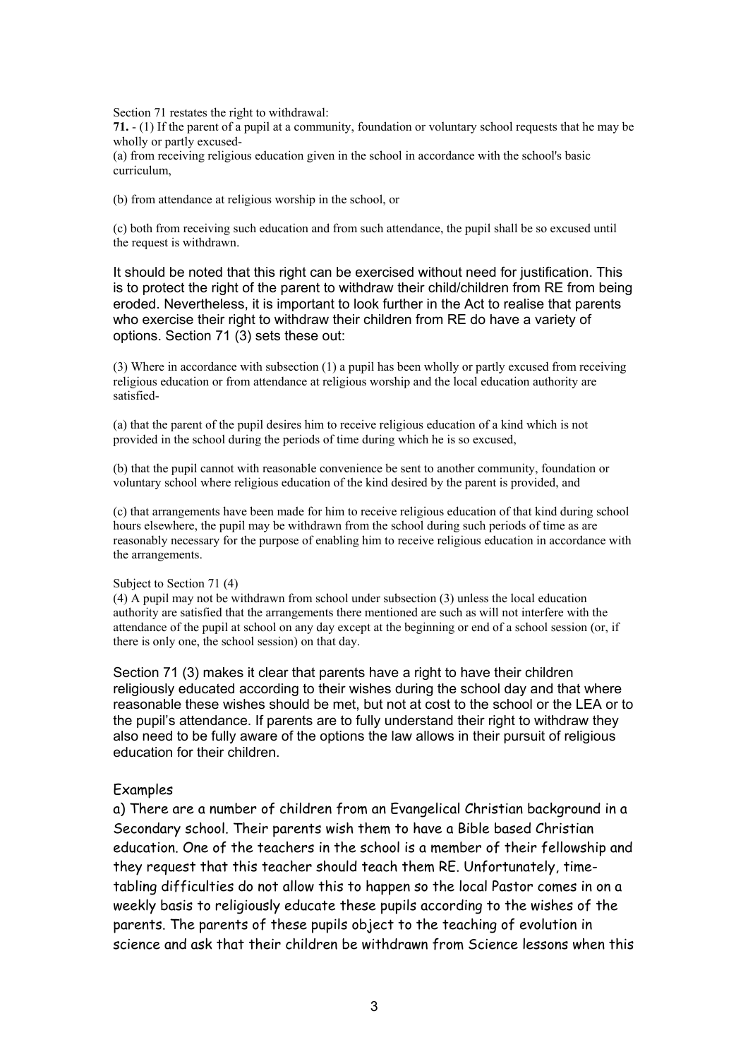Section 71 restates the right to withdrawal:

**71.** - (1) If the parent of a pupil at a community, foundation or voluntary school requests that he may be wholly or partly excused-

(a) from receiving religious education given in the school in accordance with the school's basic curriculum,

(b) from attendance at religious worship in the school, or

(c) both from receiving such education and from such attendance, the pupil shall be so excused until the request is withdrawn.

It should be noted that this right can be exercised without need for justification. This is to protect the right of the parent to withdraw their child/children from RE from being eroded. Nevertheless, it is important to look further in the Act to realise that parents who exercise their right to withdraw their children from RE do have a variety of options. Section 71 (3) sets these out:

(3) Where in accordance with subsection (1) a pupil has been wholly or partly excused from receiving religious education or from attendance at religious worship and the local education authority are satisfied-

(a) that the parent of the pupil desires him to receive religious education of a kind which is not provided in the school during the periods of time during which he is so excused,

(b) that the pupil cannot with reasonable convenience be sent to another community, foundation or voluntary school where religious education of the kind desired by the parent is provided, and

(c) that arrangements have been made for him to receive religious education of that kind during school hours elsewhere, the pupil may be withdrawn from the school during such periods of time as are reasonably necessary for the purpose of enabling him to receive religious education in accordance with the arrangements.

Subject to Section 71 (4)

(4) A pupil may not be withdrawn from school under subsection (3) unless the local education authority are satisfied that the arrangements there mentioned are such as will not interfere with the attendance of the pupil at school on any day except at the beginning or end of a school session (or, if there is only one, the school session) on that day.

Section 71 (3) makes it clear that parents have a right to have their children religiously educated according to their wishes during the school day and that where reasonable these wishes should be met, but not at cost to the school or the LEA or to the pupil's attendance. If parents are to fully understand their right to withdraw they also need to be fully aware of the options the law allows in their pursuit of religious education for their children.

## Examples

a) There are a number of children from an Evangelical Christian background in a Secondary school. Their parents wish them to have a Bible based Christian education. One of the teachers in the school is a member of their fellowship and they request that this teacher should teach them RE. Unfortunately, time-tabling difficulties do not allow this to happen so the local Pastor comes in on a weekly basis to religiously educate these pupils according to the wishes of the parents. The parents of these pupils object to the teaching of evolution in science and ask that their children be withdrawn from Science lessons when this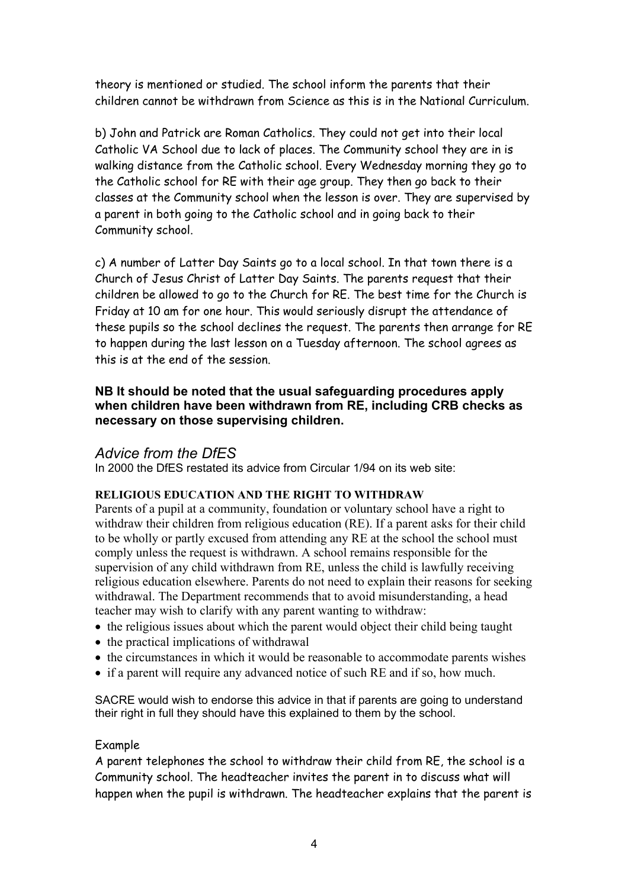theory is mentioned or studied. The school inform the parents that their children cannot be withdrawn from Science as this is in the National Curriculum.

b) John and Patrick are Roman Catholics. They could not get into their local Catholic VA School due to lack of places. The Community school they are in is walking distance from the Catholic school. Every Wednesday morning they go to the Catholic school for RE with their age group. They then go back to their classes at the Community school when the lesson is over. They are supervised by a parent in both going to the Catholic school and in going back to their Community school.

c) A number of Latter Day Saints go to a local school. In that town there is a Church of Jesus Christ of Latter Day Saints. The parents request that their children be allowed to go to the Church for RE. The best time for the Church is Friday at 10 am for one hour. This would seriously disrupt the attendance of these pupils so the school declines the request. The parents then arrange for RE to happen during the last lesson on a Tuesday afternoon. The school agrees as this is at the end of the session.

**NB It should be noted that the usual safeguarding procedures apply when children have been withdrawn from RE, including CRB checks as necessary on those supervising children.**

## *Advice from the DfES*

In 2000 the DfES restated its advice from Circular 1/94 on its web site:

**RELIGIOUS EDUCATION AND THE RIGHT TO WITHDRAW**

Parents of a pupil at a community, foundation or voluntary school have a right to withdraw their children from religious education (RE). If a parent asks for their child to be wholly or partly excused from attending any RE at the school the school must comply unless the request is withdrawn. A school remains responsible for the supervision of any child withdrawn from RE, unless the child is lawfully receiving religious education elsewhere. Parents do not need to explain their reasons for seeking withdrawal. The Department recommends that to avoid misunderstanding, a head teacher may wish to clarify with any parent wanting to withdraw:

- the religious issues about which the parent would object their child being taught
- the practical implications of withdrawal
- the circumstances in which it would be reasonable to accommodate parents wishes
- if a parent will require any advanced notice of such RE and if so, how much.

SACRE would wish to endorse this advice in that if parents are going to understand their right in full they should have this explained to them by the school.

Example

A parent telephones the school to withdraw their child from RE, the school is a Community school. The headteacher invites the parent in to discuss what will happen when the pupil is withdrawn. The headteacher explains that the parent is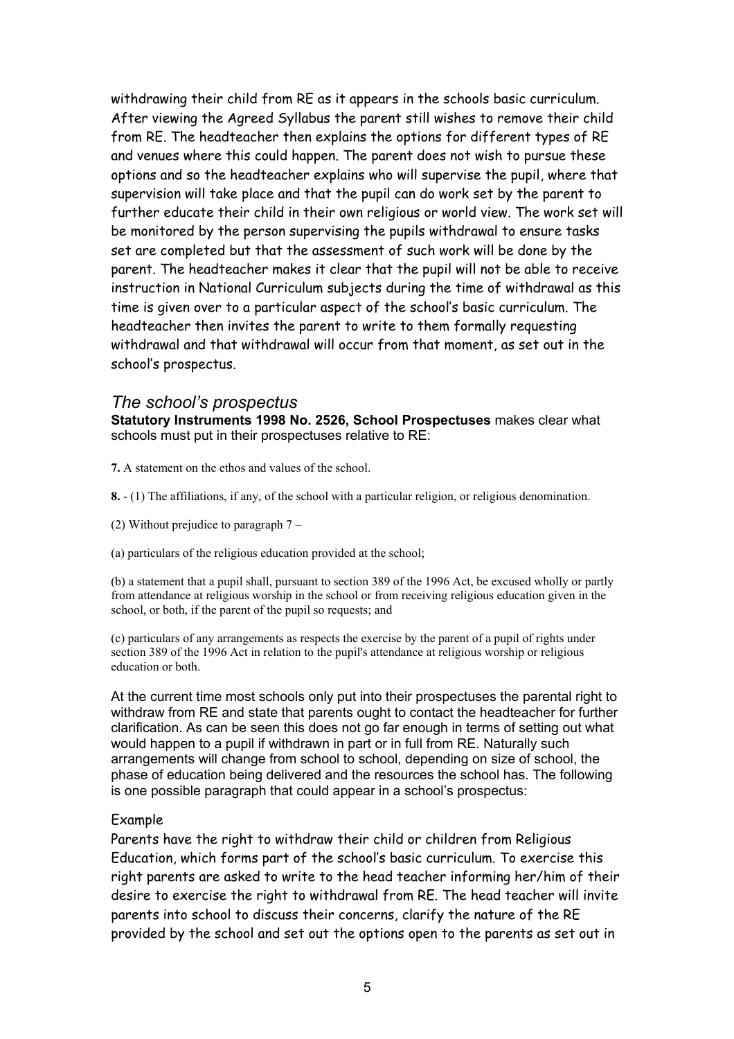withdrawing their child from RE as it appears in the schools basic curriculum. After viewing the Agreed Syllabus the parent still wishes to remove their child from RE. The headteacher then explains the options for different types of RE and venues where this could happen. The parent does not wish to pursue these options and so the headteacher explains who will supervise the pupil, where that supervision will take place and that the pupil can do work set by the parent to further educate their child in their own religious or world view. The work set will be monitored by the person supervising the pupils withdrawal to ensure tasks set are completed but that the assessment of such work will be done by the parent. The headteacher makes it clear that the pupil will not be able to receive instruction in National Curriculum subjects during the time of withdrawal as this time is given over to a particular aspect of the school's basic curriculum. The headteacher then invites the parent to write to them formally requesting withdrawal and that withdrawal will occur from that moment, as set out in the school's prospectus.

## *The school's prospectus*

**Statutory Instruments 1998 No. 2526, School Prospectuses** makes clear what schools must put in their prospectuses relative to RE:

**7.** A statement on the ethos and values of the school.

**8.** - (1) The affiliations, if any, of the school with a particular religion, or religious denomination.

(2) Without prejudice to paragraph 7 –

(a) particulars of the religious education provided at the school;

(b) a statement that a pupil shall, pursuant to section 389 of the 1996 Act, be excused wholly or partly from attendance at religious worship in the school or from receiving religious education given in the school, or both, if the parent of the pupil so requests; and

(c) particulars of any arrangements as respects the exercise by the parent of a pupil of rights under section 389 of the 1996 Act in relation to the pupil's attendance at religious worship or religious education or both.

At the current time most schools only put into their prospectuses the parental right to withdraw from RE and state that parents ought to contact the headteacher for further clarification. As can be seen this does not go far enough in terms of setting out what would happen to a pupil if withdrawn in part or in full from RE. Naturally such arrangements will change from school to school, depending on size of school, the phase of education being delivered and the resources the school has. The following is one possible paragraph that could appear in a school's prospectus:

Example

Parents have the right to withdraw their child or children from Religious Education, which forms part of the school's basic curriculum. To exercise this right parents are asked to write to the head teacher informing her/him of their desire to exercise the right to withdrawal from RE. The head teacher will invite parents into school to discuss their concerns, clarify the nature of the RE provided by the school and set out the options open to the parents as set out in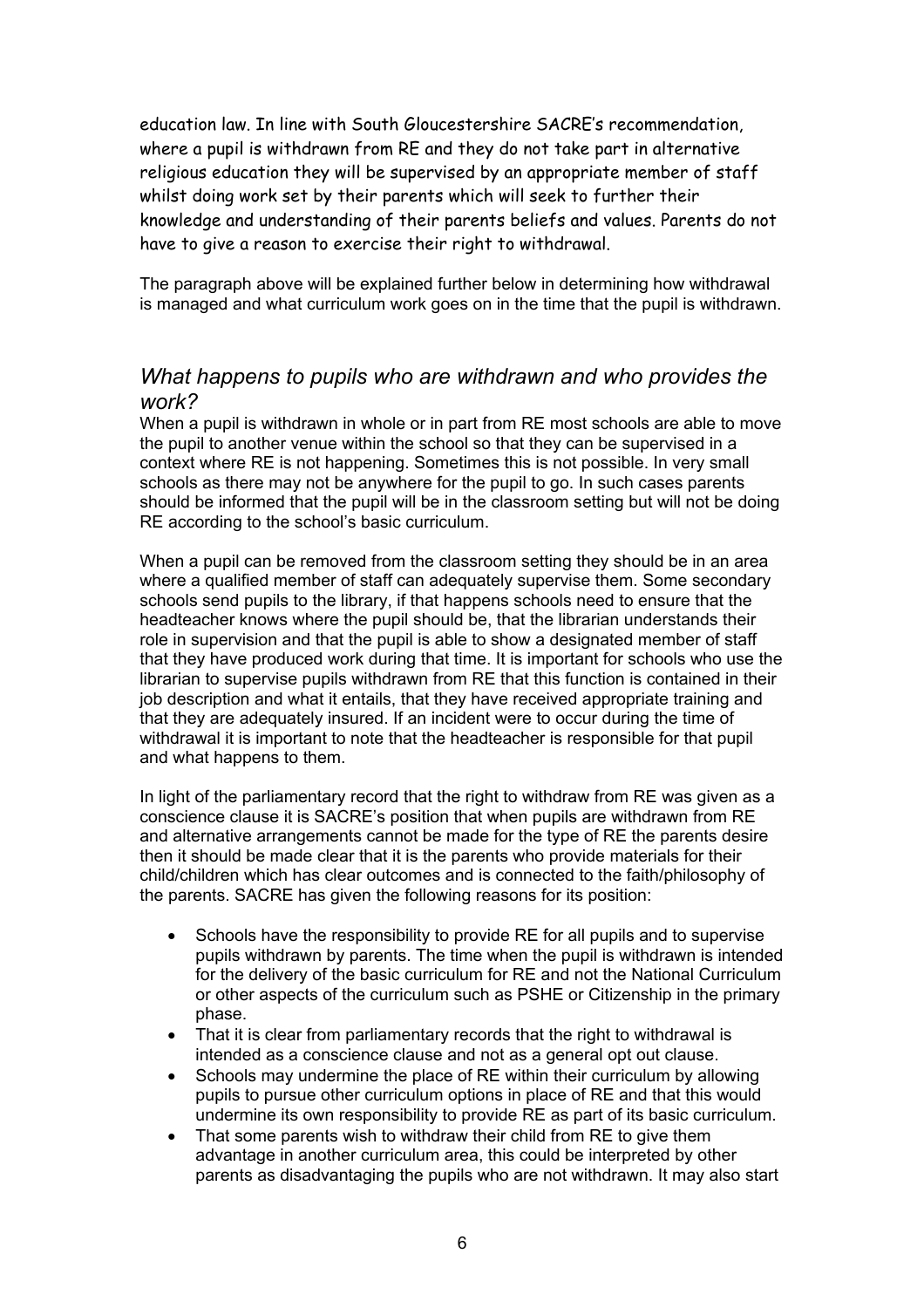education law. In line with South Gloucestershire SACRE's recommendation, where a pupil is withdrawn from RE and they do not take part in alternative religious education they will be supervised by an appropriate member of staff whilst doing work set by their parents which will seek to further their knowledge and understanding of their parents beliefs and values. Parents do not have to give a reason to exercise their right to withdrawal.

The paragraph above will be explained further below in determining how withdrawal is managed and what curriculum work goes on in the time that the pupil is withdrawn.

## *What happens to pupils who are withdrawn and who provides the work?*

When a pupil is withdrawn in whole or in part from RE most schools are able to move the pupil to another venue within the school so that they can be supervised in a context where RE is not happening. Sometimes this is not possible. In very small schools as there may not be anywhere for the pupil to go. In such cases parents should be informed that the pupil will be in the classroom setting but will not be doing RE according to the school's basic curriculum.

When a pupil can be removed from the classroom setting they should be in an area where a qualified member of staff can adequately supervise them. Some secondary schools send pupils to the library, if that happens schools need to ensure that the headteacher knows where the pupil should be, that the librarian understands their role in supervision and that the pupil is able to show a designated member of staff that they have produced work during that time. It is important for schools who use the librarian to supervise pupils withdrawn from RE that this function is contained in their job description and what it entails, that they have received appropriate training and that they are adequately insured. If an incident were to occur during the time of withdrawal it is important to note that the headteacher is responsible for that pupil and what happens to them.

In light of the parliamentary record that the right to withdraw from RE was given as a conscience clause it is SACRE's position that when pupils are withdrawn from RE and alternative arrangements cannot be made for the type of RE the parents desire then it should be made clear that it is the parents who provide materials for their child/children which has clear outcomes and is connected to the faith/philosophy of the parents. SACRE has given the following reasons for its position:

- Schools have the responsibility to provide RE for all pupils and to supervise pupils withdrawn by parents. The time when the pupil is withdrawn is intended for the delivery of the basic curriculum for RE and not the National Curriculum or other aspects of the curriculum such as PSHE or Citizenship in the primary phase.
- That it is clear from parliamentary records that the right to withdrawal is intended as a conscience clause and not as a general opt out clause.
- Schools may undermine the place of RE within their curriculum by allowing pupils to pursue other curriculum options in place of RE and that this would undermine its own responsibility to provide RE as part of its basic curriculum.
- That some parents wish to withdraw their child from RE to give them advantage in another curriculum area, this could be interpreted by other parents as disadvantaging the pupils who are not withdrawn. It may also start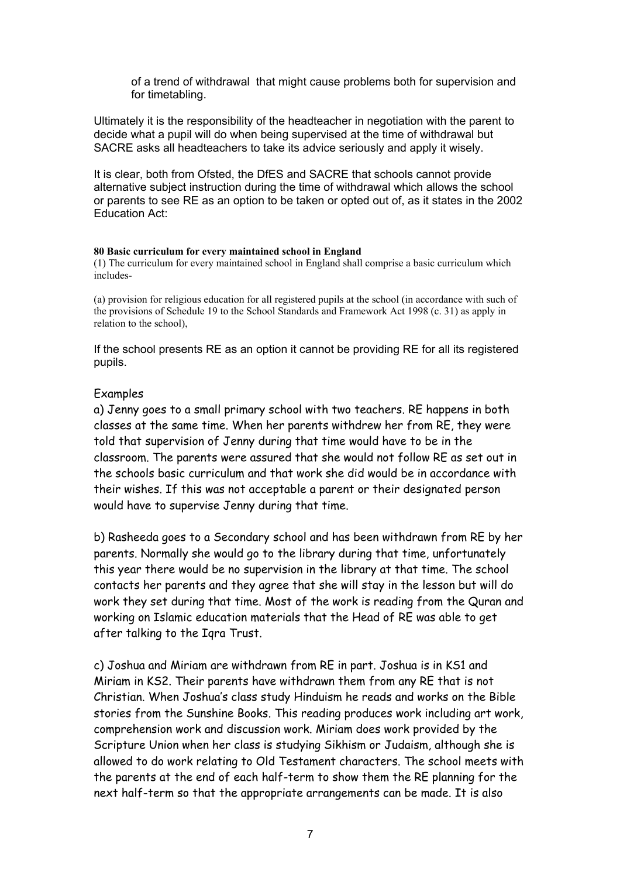of a trend of withdrawal that might cause problems both for supervision and for timetabling.

Ultimately it is the responsibility of the headteacher in negotiation with the parent to decide what a pupil will do when being supervised at the time of withdrawal but SACRE asks all headteachers to take its advice seriously and apply it wisely.

It is clear, both from Ofsted, the DfES and SACRE that schools cannot provide alternative subject instruction during the time of withdrawal which allows the school or parents to see RE as an option to be taken or opted out of, as it states in the 2002 Education Act:

**80 Basic curriculum for every maintained school in England**
(1) The curriculum for every maintained school in England shall comprise a basic curriculum which includes-

(a) provision for religious education for all registered pupils at the school (in accordance with such of the provisions of Schedule 19 to the School Standards and Framework Act 1998 (c. 31) as apply in relation to the school),

If the school presents RE as an option it cannot be providing RE for all its registered pupils.

Examples

a) Jenny goes to a small primary school with two teachers. RE happens in both classes at the same time. When her parents withdrew her from RE, they were told that supervision of Jenny during that time would have to be in the classroom. The parents were assured that she would not follow RE as set out in the schools basic curriculum and that work she did would be in accordance with their wishes. If this was not acceptable a parent or their designated person would have to supervise Jenny during that time.

b) Rasheeda goes to a Secondary school and has been withdrawn from RE by her parents. Normally she would go to the library during that time, unfortunately this year there would be no supervision in the library at that time. The school contacts her parents and they agree that she will stay in the lesson but will do work they set during that time. Most of the work is reading from the Quran and working on Islamic education materials that the Head of RE was able to get after talking to the Iqra Trust.

c) Joshua and Miriam are withdrawn from RE in part. Joshua is in KS1 and Miriam in KS2. Their parents have withdrawn them from any RE that is not Christian. When Joshua's class study Hinduism he reads and works on the Bible stories from the Sunshine Books. This reading produces work including art work, comprehension work and discussion work. Miriam does work provided by the Scripture Union when her class is studying Sikhism or Judaism, although she is allowed to do work relating to Old Testament characters. The school meets with the parents at the end of each half-term to show them the RE planning for the next half-term so that the appropriate arrangements can be made. It is also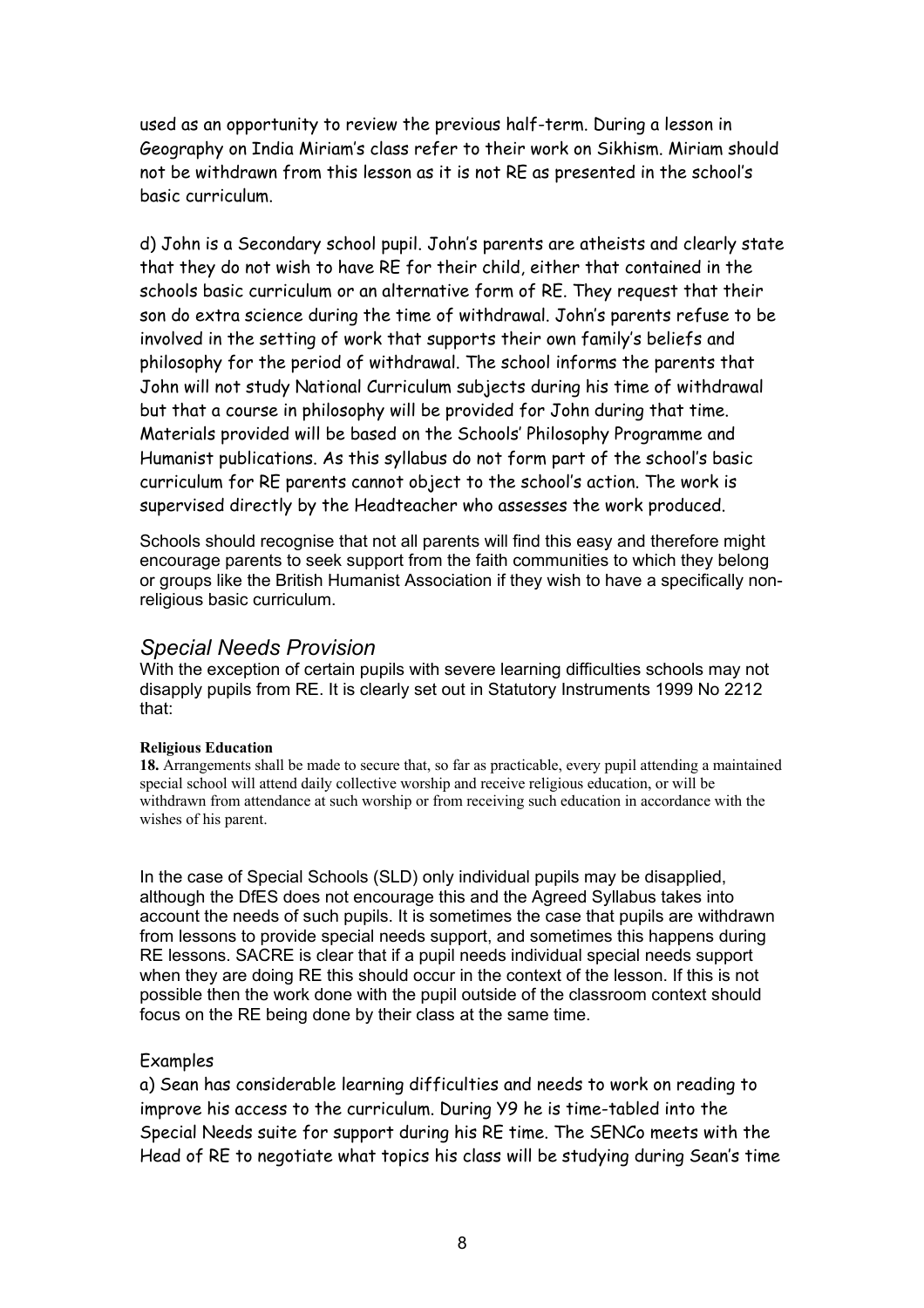used as an opportunity to review the previous half-term. During a lesson in Geography on India Miriam's class refer to their work on Sikhism. Miriam should not be withdrawn from this lesson as it is not RE as presented in the school's basic curriculum.

d) John is a Secondary school pupil. John's parents are atheists and clearly state that they do not wish to have RE for their child, either that contained in the schools basic curriculum or an alternative form of RE. They request that their son do extra science during the time of withdrawal. John's parents refuse to be involved in the setting of work that supports their own family's beliefs and philosophy for the period of withdrawal. The school informs the parents that John will not study National Curriculum subjects during his time of withdrawal but that a course in philosophy will be provided for John during that time. Materials provided will be based on the Schools' Philosophy Programme and Humanist publications. As this syllabus do not form part of the school's basic curriculum for RE parents cannot object to the school's action. The work is supervised directly by the Headteacher who assesses the work produced.

Schools should recognise that not all parents will find this easy and therefore might encourage parents to seek support from the faith communities to which they belong or groups like the British Humanist Association if they wish to have a specifically non-religious basic curriculum.

## *Special Needs Provision*

With the exception of certain pupils with severe learning difficulties schools may not disapply pupils from RE. It is clearly set out in Statutory Instruments 1999 No 2212 that:

**Religious Education**

**18.** Arrangements shall be made to secure that, so far as practicable, every pupil attending a maintained special school will attend daily collective worship and receive religious education, or will be withdrawn from attendance at such worship or from receiving such education in accordance with the wishes of his parent.

In the case of Special Schools (SLD) only individual pupils may be disapplied, although the DfES does not encourage this and the Agreed Syllabus takes into account the needs of such pupils. It is sometimes the case that pupils are withdrawn from lessons to provide special needs support, and sometimes this happens during RE lessons. SACRE is clear that if a pupil needs individual special needs support when they are doing RE this should occur in the context of the lesson. If this is not possible then the work done with the pupil outside of the classroom context should focus on the RE being done by their class at the same time.

Examples

a) Sean has considerable learning difficulties and needs to work on reading to improve his access to the curriculum. During Y9 he is time-tabled into the Special Needs suite for support during his RE time. The SENCo meets with the Head of RE to negotiate what topics his class will be studying during Sean's time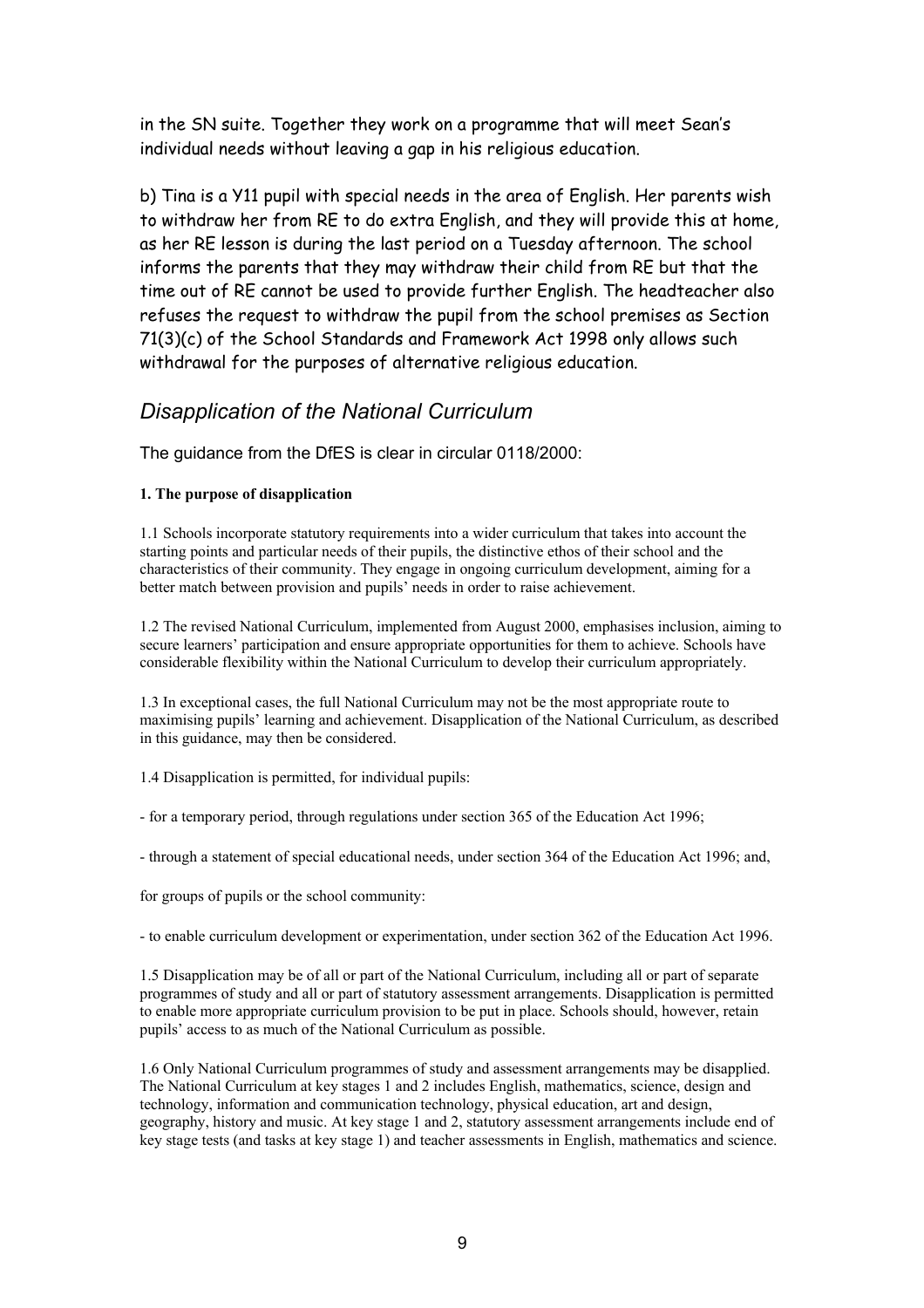in the SN suite. Together they work on a programme that will meet Sean's individual needs without leaving a gap in his religious education.

b) Tina is a Y11 pupil with special needs in the area of English. Her parents wish to withdraw her from RE to do extra English, and they will provide this at home, as her RE lesson is during the last period on a Tuesday afternoon. The school informs the parents that they may withdraw their child from RE but that the time out of RE cannot be used to provide further English. The headteacher also refuses the request to withdraw the pupil from the school premises as Section 71(3)(c) of the School Standards and Framework Act 1998 only allows such withdrawal for the purposes of alternative religious education.

## *Disapplication of the National Curriculum*

The guidance from the DfES is clear in circular 0118/2000:

**1. The purpose of disapplication**

1.1 Schools incorporate statutory requirements into a wider curriculum that takes into account the starting points and particular needs of their pupils, the distinctive ethos of their school and the characteristics of their community. They engage in ongoing curriculum development, aiming for a better match between provision and pupils' needs in order to raise achievement.

1.2 The revised National Curriculum, implemented from August 2000, emphasises inclusion, aiming to secure learners' participation and ensure appropriate opportunities for them to achieve. Schools have considerable flexibility within the National Curriculum to develop their curriculum appropriately.

1.3 In exceptional cases, the full National Curriculum may not be the most appropriate route to maximising pupils' learning and achievement. Disapplication of the National Curriculum, as described in this guidance, may then be considered.

1.4 Disapplication is permitted, for individual pupils:

- for a temporary period, through regulations under section 365 of the Education Act 1996;

- through a statement of special educational needs, under section 364 of the Education Act 1996; and,

for groups of pupils or the school community:

- to enable curriculum development or experimentation, under section 362 of the Education Act 1996.

1.5 Disapplication may be of all or part of the National Curriculum, including all or part of separate programmes of study and all or part of statutory assessment arrangements. Disapplication is permitted to enable more appropriate curriculum provision to be put in place. Schools should, however, retain pupils' access to as much of the National Curriculum as possible.

1.6 Only National Curriculum programmes of study and assessment arrangements may be disapplied. The National Curriculum at key stages 1 and 2 includes English, mathematics, science, design and technology, information and communication technology, physical education, art and design, geography, history and music. At key stage 1 and 2, statutory assessment arrangements include end of key stage tests (and tasks at key stage 1) and teacher assessments in English, mathematics and science.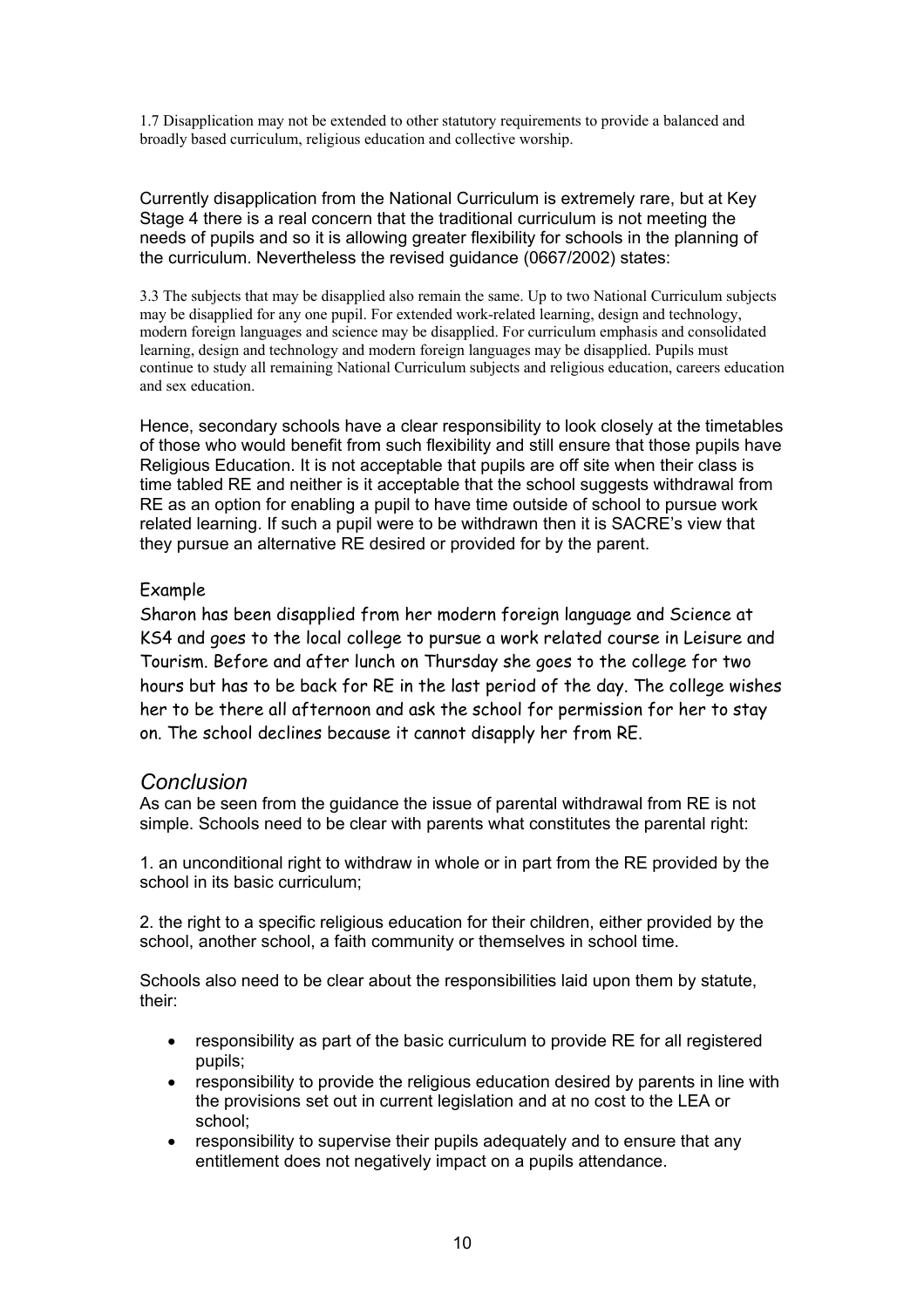1.7 Disapplication may not be extended to other statutory requirements to provide a balanced and broadly based curriculum, religious education and collective worship.

Currently disapplication from the National Curriculum is extremely rare, but at Key Stage 4 there is a real concern that the traditional curriculum is not meeting the needs of pupils and so it is allowing greater flexibility for schools in the planning of the curriculum. Nevertheless the revised guidance (0667/2002) states:

3.3 The subjects that may be disapplied also remain the same. Up to two National Curriculum subjects may be disapplied for any one pupil. For extended work-related learning, design and technology, modern foreign languages and science may be disapplied. For curriculum emphasis and consolidated learning, design and technology and modern foreign languages may be disapplied. Pupils must continue to study all remaining National Curriculum subjects and religious education, careers education and sex education.

Hence, secondary schools have a clear responsibility to look closely at the timetables of those who would benefit from such flexibility and still ensure that those pupils have Religious Education. It is not acceptable that pupils are off site when their class is time tabled RE and neither is it acceptable that the school suggests withdrawal from RE as an option for enabling a pupil to have time outside of school to pursue work related learning. If such a pupil were to be withdrawn then it is SACRE's view that they pursue an alternative RE desired or provided for by the parent.

Example

Sharon has been disapplied from her modern foreign language and Science at KS4 and goes to the local college to pursue a work related course in Leisure and Tourism. Before and after lunch on Thursday she goes to the college for two hours but has to be back for RE in the last period of the day. The college wishes her to be there all afternoon and ask the school for permission for her to stay on. The school declines because it cannot disapply her from RE.

## *Conclusion*

As can be seen from the guidance the issue of parental withdrawal from RE is not simple. Schools need to be clear with parents what constitutes the parental right:

1. an unconditional right to withdraw in whole or in part from the RE provided by the school in its basic curriculum;

2. the right to a specific religious education for their children, either provided by the school, another school, a faith community or themselves in school time.

Schools also need to be clear about the responsibilities laid upon them by statute, their:

- responsibility as part of the basic curriculum to provide RE for all registered pupils;
- responsibility to provide the religious education desired by parents in line with the provisions set out in current legislation and at no cost to the LEA or school;
- responsibility to supervise their pupils adequately and to ensure that any entitlement does not negatively impact on a pupils attendance.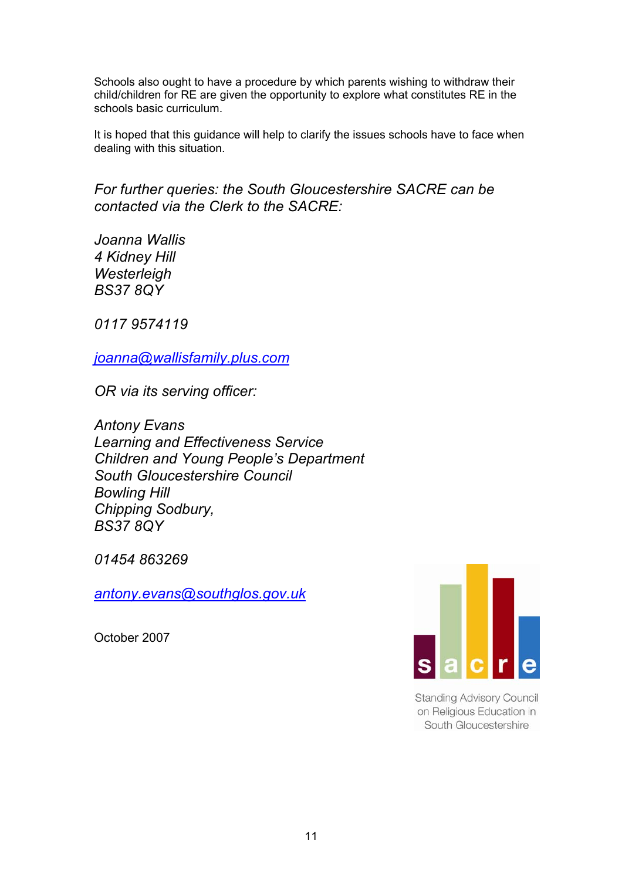Schools also ought to have a procedure by which parents wishing to withdraw their child/children for RE are given the opportunity to explore what constitutes RE in the schools basic curriculum.

It is hoped that this guidance will help to clarify the issues schools have to face when dealing with this situation.

*For further queries: the South Gloucestershire SACRE can be contacted via the Clerk to the SACRE:*

*Joanna Wallis*
*4 Kidney Hill*
*Westerleigh*
*BS37 8QY*

*0117 9574119*

*joanna@wallisfamily.plus.com*

*OR via its serving officer:*

*Antony Evans*
*Learning and Effectiveness Service*
*Children and Young People's Department*
*South Gloucestershire Council*
*Bowling Hill*
*Chipping Sodbury,*
*BS37 8QY*

*01454 863269*

*antony.evans@southglos.gov.uk*

October 2007

sacre

Standing Advisory Council on Religious Education in South Gloucestershire